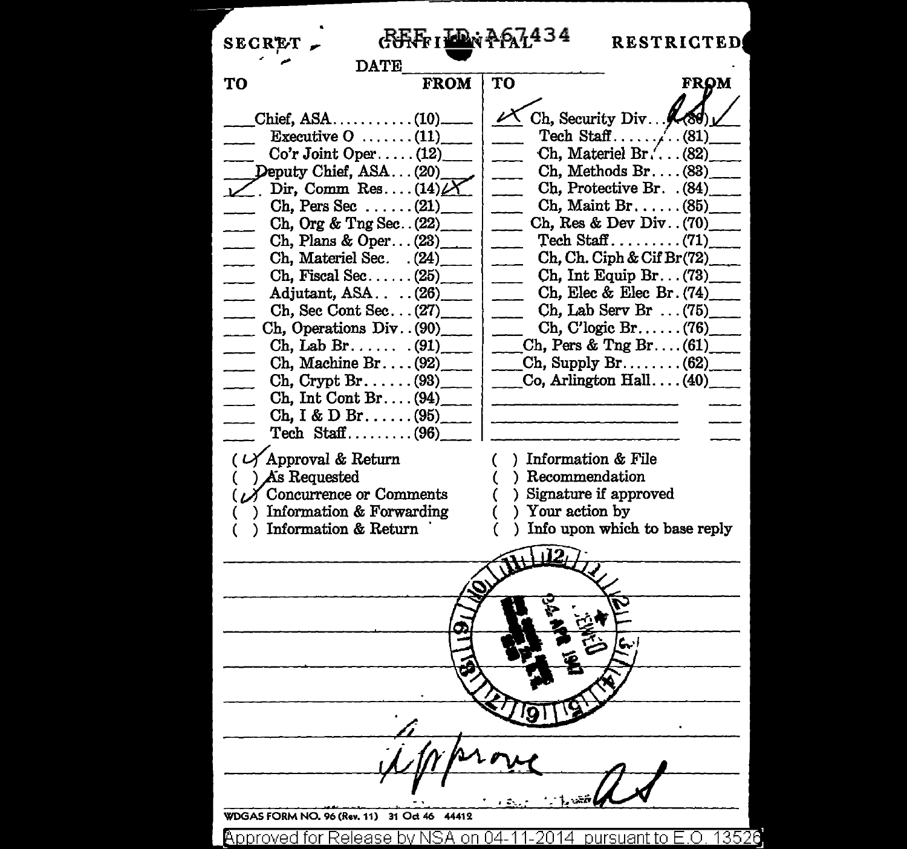SECRET CONFIDENTIAL RESTRICTED

REF ID:A67434

DATE

| TO | | FROM | TO | | FROM |
|---|---|---|---|---|---|
| | Chief, ASA..........(10) | | ✓ | Ch, Security Div...(80) | ✓ |
| | Executive O .......(11) | | | Tech Staff..........(81) | |
| | Co'r Joint Oper.....(12) | | | Ch, Materiel Br.....(82) | |
| | Deputy Chief, ASA...(20) | | | Ch, Methods Br....(83) | |
| ✓ | Dir, Comm Res....(14) | ✓ | | Ch, Protective Br. .(84) | |
| | Ch, Pers Sec ......(21) | | | Ch, Maint Br......(85) | |
| | Ch, Org & Tng Sec..(22) | | | Ch, Res & Dev Div..(70) | |
| | Ch, Plans & Oper...(23) | | | Tech Staff.........(71) | |
| | Ch, Materiel Sec. .(24) | | | Ch, Ch. Ciph & Cif Br(72) | |
| | Ch, Fiscal Sec......(25) | | | Ch, Int Equip Br...(73) | |
| | Adjutant, ASA.. ..(26) | | | Ch, Elec & Elec Br.(74) | |
| | Ch, Sec Cont Sec...(27) | | | Ch, Lab Serv Br ...(75) | |
| | Ch, Operations Div..(90) | | | Ch, C'logic Br......(76) | |
| | Ch, Lab Br...... .(91) | | | Ch, Pers & Tng Br....(61) | |
| | Ch, Machine Br....(92) | | | Ch, Supply Br........(62) | |
| | Ch, Crypt Br......(93) | | | Co, Arlington Hall....(40) | |
| | Ch, Int Cont Br....(94) | | | | |
| | Ch, I & D Br......(95) | | | | |
| | Tech Staff.........(96) | | | | |

(✓) Approval & Return
( ) As Requested
(✓) Concurrence or Comments
( ) Information & Forwarding
( ) Information & Return
( ) Information & File
( ) Recommendation
( ) Signature if approved
( ) Your action by
( ) Info upon which to base reply

24 APR 1947

Approve
AS

WDGAS FORM NO. 96 (Rev. 11) 31 Oct 46 44412

Approved for Release by NSA on 04-11-2014 pursuant to E.O. 13526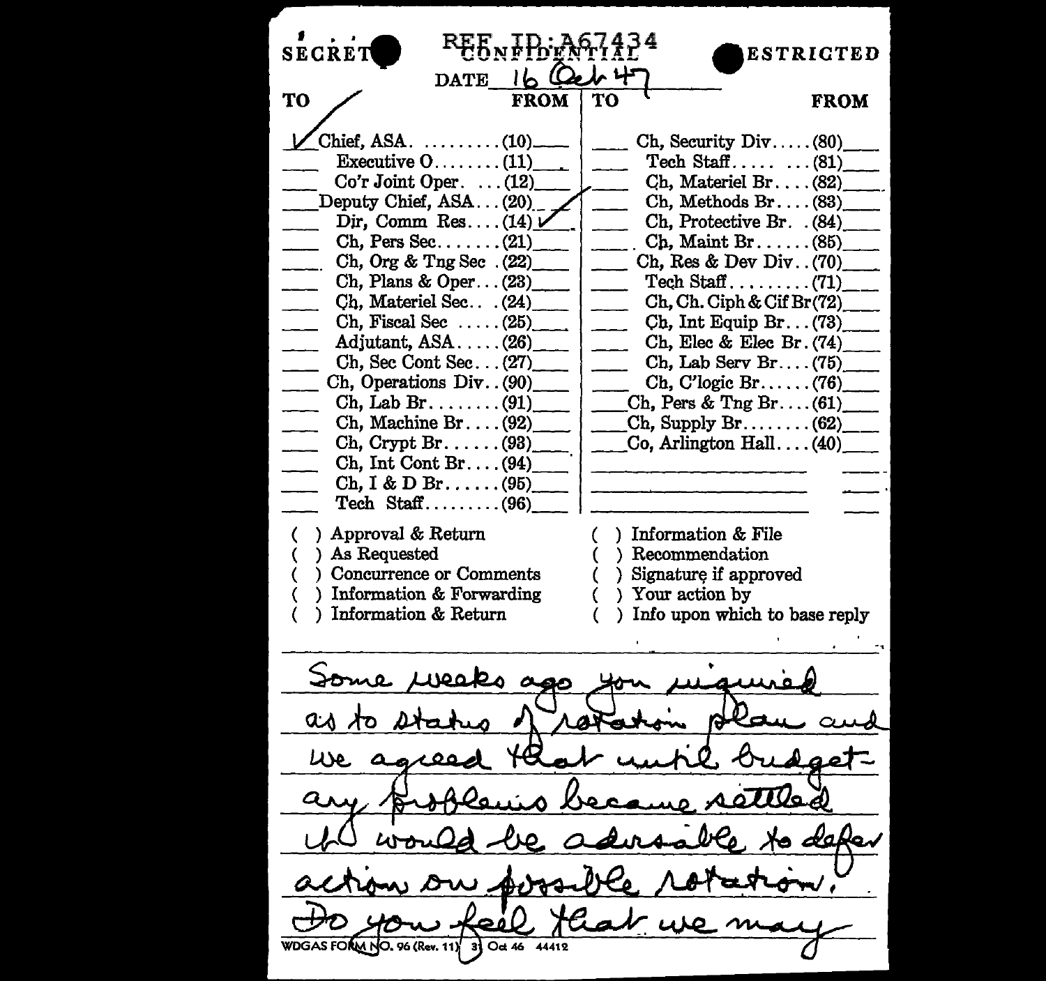SECRET CONFIDENTIAL RESTRICTED

REF ID:A67434

DATE 16 Oct 47

| TO | | FROM | TO | | FROM |
|---|---|---|---|---|---|
| ✓ | Chief, ASA. .........(10) | | | Ch, Security Div.....(80) | |
| | Executive O........(11) | | | Tech Staff..... ...(81) | |
| | Co'r Joint Oper. ...(12) | | | Ch, Materiel Br....(82) | |
| | Deputy Chief, ASA...(20) | | | Ch, Methods Br....(83) | |
| | Dir, Comm Res....(14) | ✓ | | Ch, Protective Br. .(84) | |
| | Ch, Pers Sec.......(21) | | | Ch, Maint Br......(85) | |
| | Ch, Org & Tng Sec .(22) | | | Ch, Res & Dev Div..(70) | |
| | Ch, Plans & Oper...(23) | | | Tech Staff.........(71) | |
| | Ch, Materiel Sec.. .(24) | | | Ch, Ch. Ciph & Cif Br(72) | |
| | Ch, Fiscal Sec .....(25) | | | Ch, Int Equip Br...(73) | |
| | Adjutant, ASA.....(26) | | | Ch, Elec & Elec Br.(74) | |
| | Ch, Sec Cont Sec...(27) | | | Ch, Lab Serv Br....(75) | |
| | Ch, Operations Div..(90) | | | Ch, C'logic Br......(76) | |
| | Ch, Lab Br........(91) | | | Ch, Pers & Tng Br....(61) | |
| | Ch, Machine Br....(92) | | | Ch, Supply Br........(62) | |
| | Ch, Crypt Br......(93) | | | Co, Arlington Hall....(40) | |
| | Ch, Int Cont Br....(94) | | | | |
| | Ch, I & D Br......(95) | | | | |
| | Tech Staff.........(96) | | | | |

( ) Approval & Return
( ) As Requested
( ) Concurrence or Comments
( ) Information & Forwarding
( ) Information & Return
( ) Information & File
( ) Recommendation
( ) Signature if approved
( ) Your action by
( ) Info upon which to base reply

Some weeks ago you inquired as to status of rotation plan and we agreed that until budgetary problems became settled it would be advisable to defer action on possible rotation. Do you feel that we may

WDGAS FORM NO. 96 (Rev. 11) 31 Oct 46 44412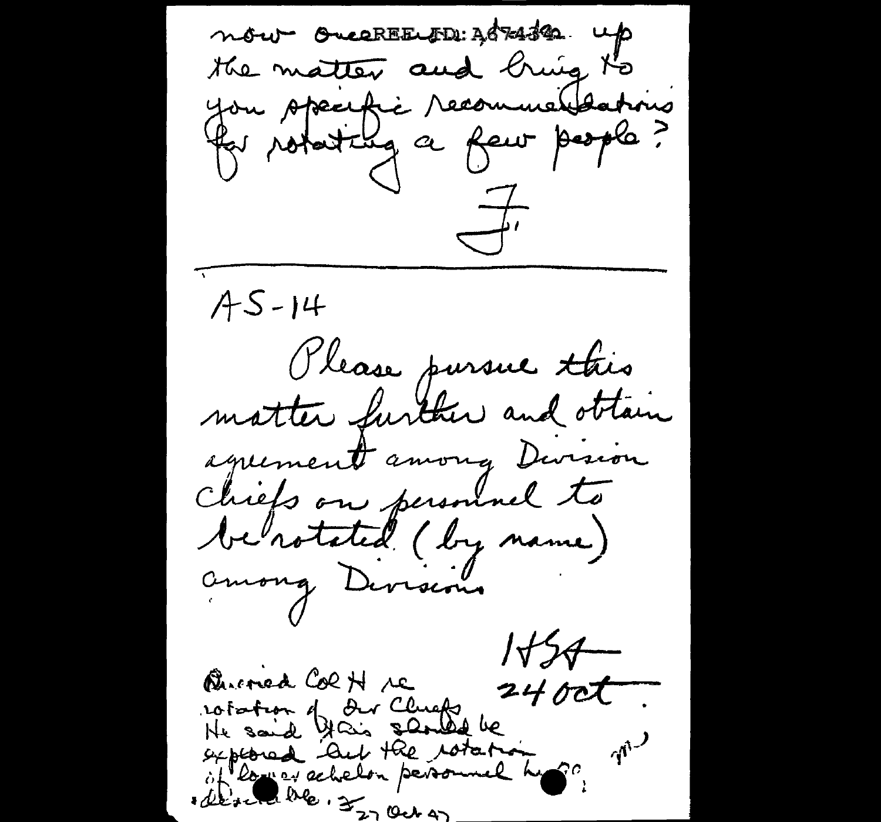now ~~[REF ID: A674342]~~ up the matter and bring to you specific recommendations for rotating a few people?

F.

---

AS-14

Please pursue this matter further and obtain agreement among Division Chiefs on personnel to be rotated (by name) among Divisions

HSA
24 Oct.

Queried Col H re rotation of Div Chiefs. He said this should be explored but the rotation of lower echelon personnel h... desirable. F 27 Oct 47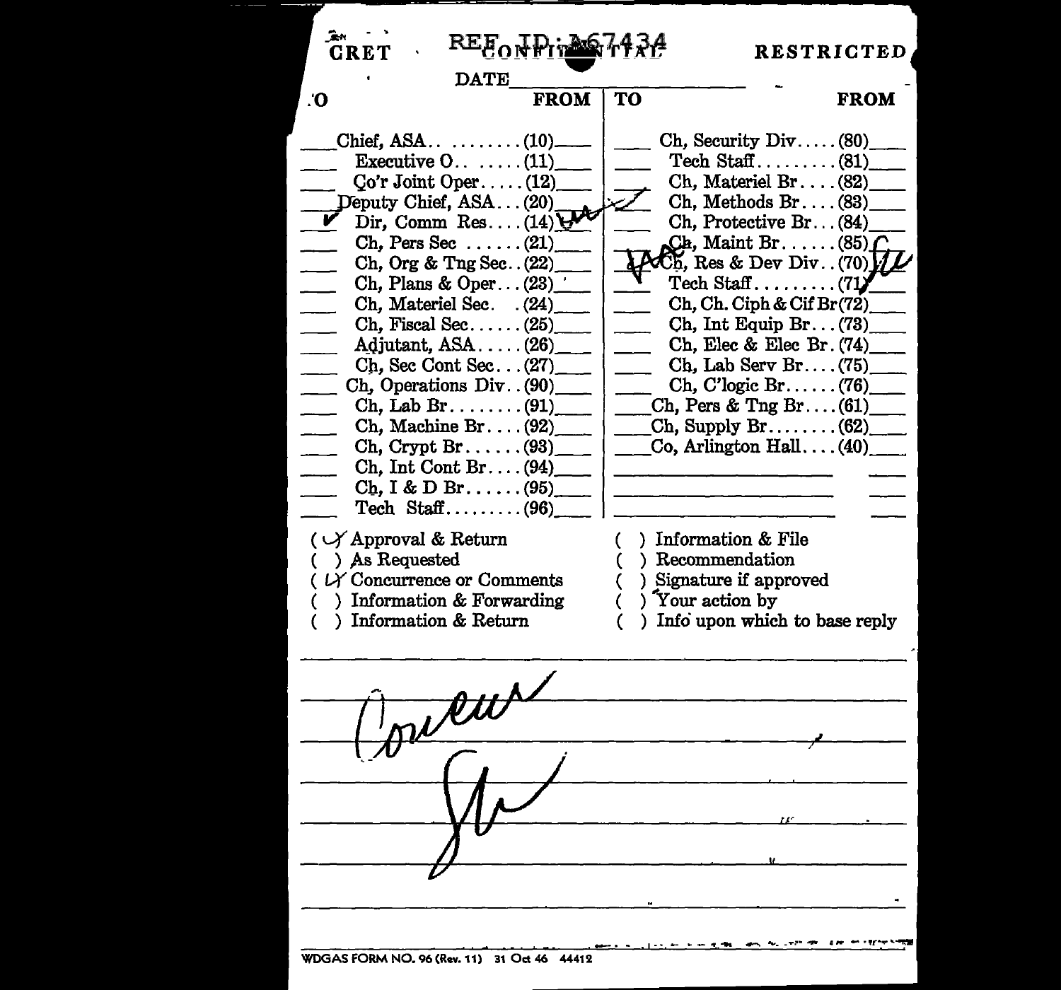SECRET · CONFIDENTIAL · RESTRICTED

REF ID:A67434

DATE ______________

| TO | | FROM | TO | | FROM |
|---|---|---|---|---|---|
| ___ | Chief, ASA.......... (10) | ___ | ___ | Ch, Security Div..... (80) | ___ |
| ___ | Executive O.......... (11) | ___ | ___ | Tech Staff.......... (81) | ___ |
| ___ | Co'r Joint Oper..... (12) | ___ | ___ | Ch, Materiel Br.... (82) | ___ |
| ___ | Deputy Chief, ASA... (20) | ___ | ✓ | Ch, Methods Br.... (83) | ___ |
| ✓ | Dir, Comm Res.... (14) | | ___ | Ch, Protective Br... (84) | ___ |
| ___ | Ch, Pers Sec ...... (21) | ___ | ___ | Ch, Maint Br...... (85) | |
| ___ | Ch, Org & Tng Sec.. (22) | ___ | | Ch, Res & Dev Div.. (70) | |
| ___ | Ch, Plans & Oper... (23) | ___ | ___ | Tech Staff.......... (71) | ___ |
| ___ | Ch, Materiel Sec. . (24) | ___ | ___ | Ch, Ch. Ciph & Cif Br (72) | ___ |
| ___ | Ch, Fiscal Sec...... (25) | ___ | ___ | Ch, Int Equip Br... (73) | ___ |
| ___ | Adjutant, ASA...... (26) | ___ | ___ | Ch, Elec & Elec Br. (74) | ___ |
| ___ | Ch, Sec Cont Sec... (27) | ___ | ___ | Ch, Lab Serv Br.... (75) | ___ |
| ___ | Ch, Operations Div.. (90) | ___ | ___ | Ch, C'logic Br...... (76) | ___ |
| ___ | Ch, Lab Br......... (91) | ___ | ___ | Ch, Pers & Tng Br.... (61) | ___ |
| ___ | Ch, Machine Br.... (92) | ___ | ___ | Ch, Supply Br........ (62) | ___ |
| ___ | Ch, Crypt Br...... (93) | ___ | ___ | Co, Arlington Hall.... (40) | ___ |
| ___ | Ch, Int Cont Br.... (94) | ___ | | | |
| ___ | Ch, I & D Br...... (95) | ___ | | | |
| ___ | Tech Staff......... (96) | ___ | | | |

(✓) Approval & Return
( ) As Requested
(✓) Concurrence or Comments
( ) Information & Forwarding
( ) Information & Return
( ) Information & File
( ) Recommendation
( ) Signature if approved
( ) Your action by
( ) Info upon which to base reply

Concur

WDGAS FORM NO. 96 (Rev. 11) 31 Oct 46 44412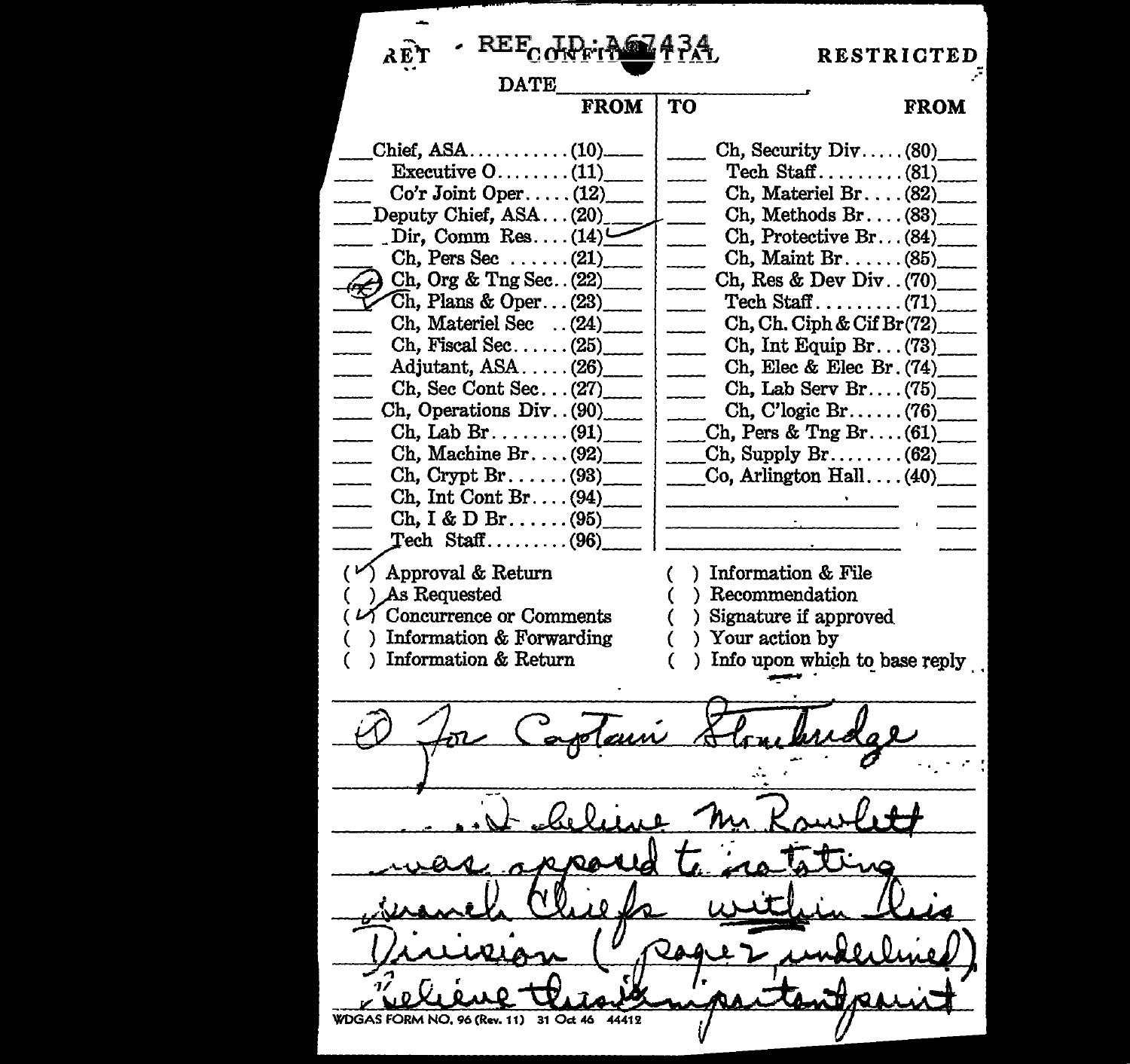SECRET · REF ID:A67434 CONFIDENTIAL RESTRICTED

DATE\_\_\_\_\_\_\_\_\_\_\_\_\_\_\_\_\_\_\_\_\_\_,

| | FROM | TO | FROM |
|---|---|---|---|
| Chief, ASA..........(10) | | Ch, Security Div.....(80) | |
| Executive O........(11) | | Tech Staff.........(81) | |
| Co'r Joint Oper.....(12) | | Ch, Materiel Br....(82) | |
| Deputy Chief, ASA...(20) | | Ch, Methods Br....(83) | |
| Dir, Comm Res....(14) | ✓ | Ch, Protective Br...(84) | |
| Ch, Pers Sec ......(21) | | Ch, Maint Br......(85) | |
| (2) Ch, Org & Tng Sec..(22) | | Ch, Res & Dev Div..(70) | |
| ✓ Ch, Plans & Oper...(23) | | Tech Staff.........(71) | |
| Ch, Materiel Sec ..(24) | | Ch, Ch. Ciph & Cif Br(72) | |
| Ch, Fiscal Sec......(25) | | Ch, Int Equip Br...(73) | |
| Adjutant, ASA......(26) | | Ch, Elec & Elec Br.(74) | |
| Ch, Sec Cont Sec...(27) | | Ch, Lab Serv Br....(75) | |
| Ch, Operations Div..(90) | | Ch, C'logic Br......(76) | |
| Ch, Lab Br.........(91) | | Ch, Pers & Tng Br....(61) | |
| Ch, Machine Br....(92) | | Ch, Supply Br........(62) | |
| Ch, Crypt Br.......(93) | | Co, Arlington Hall....(40) | |
| Ch, Int Cont Br....(94) | | | |
| Ch, I & D Br.......(95) | | | |
| Tech Staff.........(96) | | | |

- (✓) Approval & Return
- ( ) As Requested
- (✓) Concurrence or Comments
- ( ) Information & Forwarding
- ( ) Information & Return
- ( ) Information & File
- ( ) Recommendation
- ( ) Signature if approved
- ( ) Your action by
- ( ) Info upon which to base reply

(1) For Captain Stonbridge

I believe Mr Rowlett was opposed to rotating Branch Chiefs within his Division (page 2 underlined). I believe this is important point

WDGAS FORM NO. 96 (Rev. 11) 31 Oct 46 44412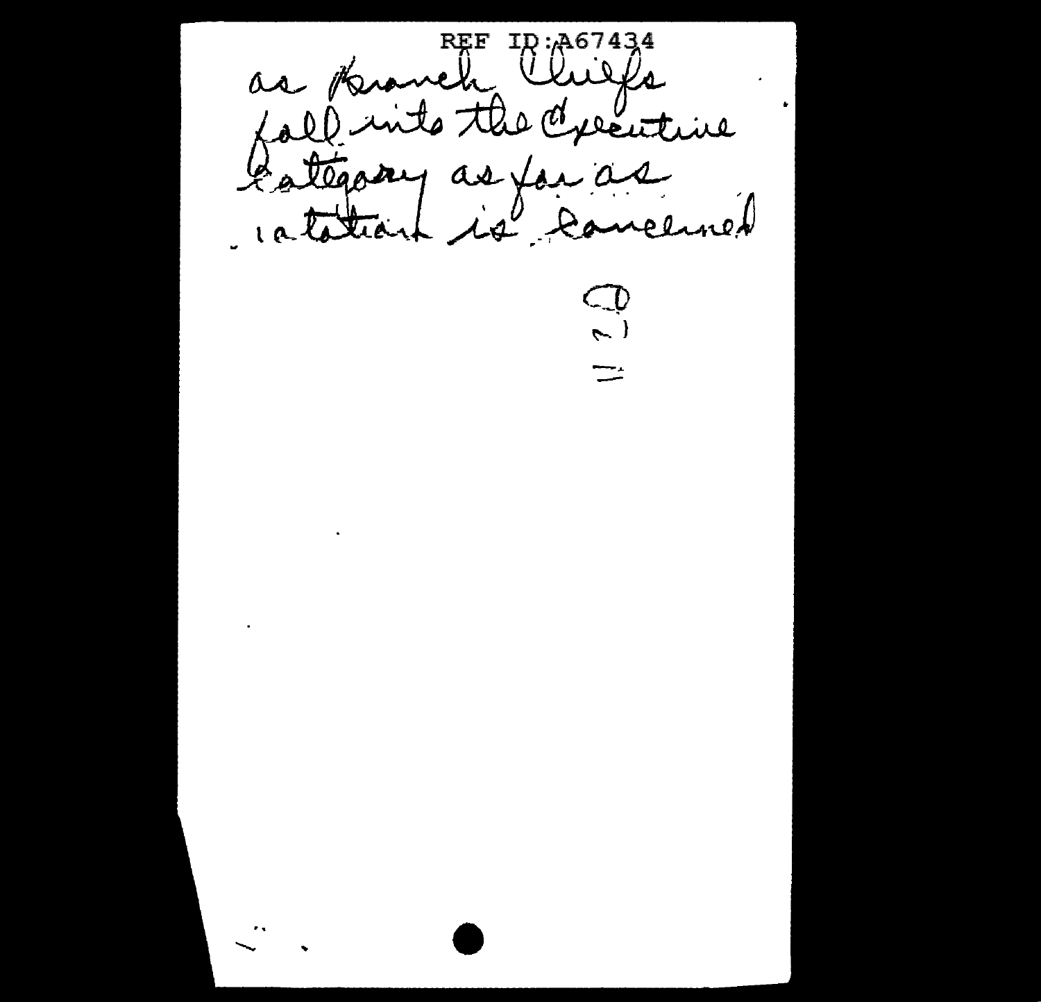REF ID:A67434

as Branch Chiefs
fall into the Executive
Category as far as
rotation is concerned

WFF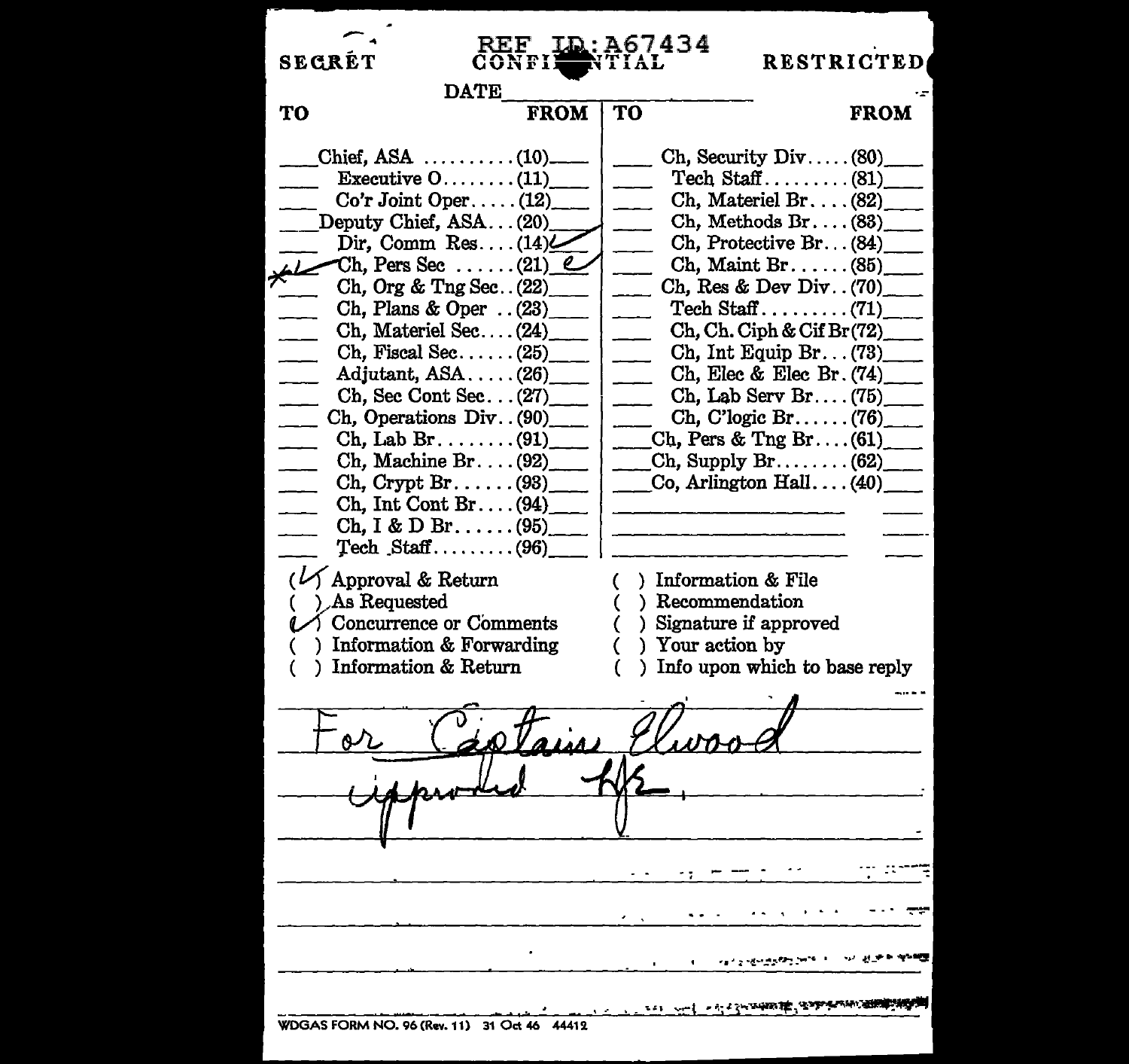REF ID:A67434

SECRET CONFIDENTIAL RESTRICTED

DATE\_\_\_\_\_\_\_\_\_\_\_\_\_\_\_\_

| TO | | FROM | TO | | FROM |
|---|---|---|---|---|---|
| | Chief, ASA ..........(10) | | | Ch, Security Div.....(80) | |
| | Executive O........(11) | | | Tech Staff.........(81) | |
| | Co'r Joint Oper.....(12) | | | Ch, Materiel Br....(82) | |
| | Deputy Chief, ASA...(20) | | | Ch, Methods Br....(83) | |
| | Dir, Comm Res....(14) | ✓ | | Ch, Protective Br...(84) | |
| X | Ch, Pers Sec ......(21) | e | | Ch, Maint Br......(85) | |
| | Ch, Org & Tng Sec..(22) | | | Ch, Res & Dev Div..(70) | |
| | Ch, Plans & Oper ..(23) | | | Tech Staff.........(71) | |
| | Ch, Materiel Sec....(24) | | | Ch, Ch. Ciph & Cif Br(72) | |
| | Ch, Fiscal Sec......(25) | | | Ch, Int Equip Br...(73) | |
| | Adjutant, ASA.....(26) | | | Ch, Elec & Elec Br.(74) | |
| | Ch, Sec Cont Sec...(27) | | | Ch, Lab Serv Br....(75) | |
| | Ch, Operations Div..(90) | | | Ch, C'logic Br......(76) | |
| | Ch, Lab Br........(91) | | | Ch, Pers & Tng Br....(61) | |
| | Ch, Machine Br....(92) | | | Ch, Supply Br........(62) | |
| | Ch, Crypt Br......(93) | | | Co, Arlington Hall....(40) | |
| | Ch, Int Cont Br....(94) | | | | |
| | Ch, I & D Br......(95) | | | | |
| | Tech Staff.........(96) | | | | |

(✓) Approval & Return
( ) As Requested
(✓) Concurrence or Comments
( ) Information & Forwarding
( ) Information & Return
( ) Information & File
( ) Recommendation
( ) Signature if approved
( ) Your action by
( ) Info upon which to base reply

For Captain Elwood
approved HJE.

WDGAS FORM NO. 96 (Rev. 11) 31 Oct 46 44412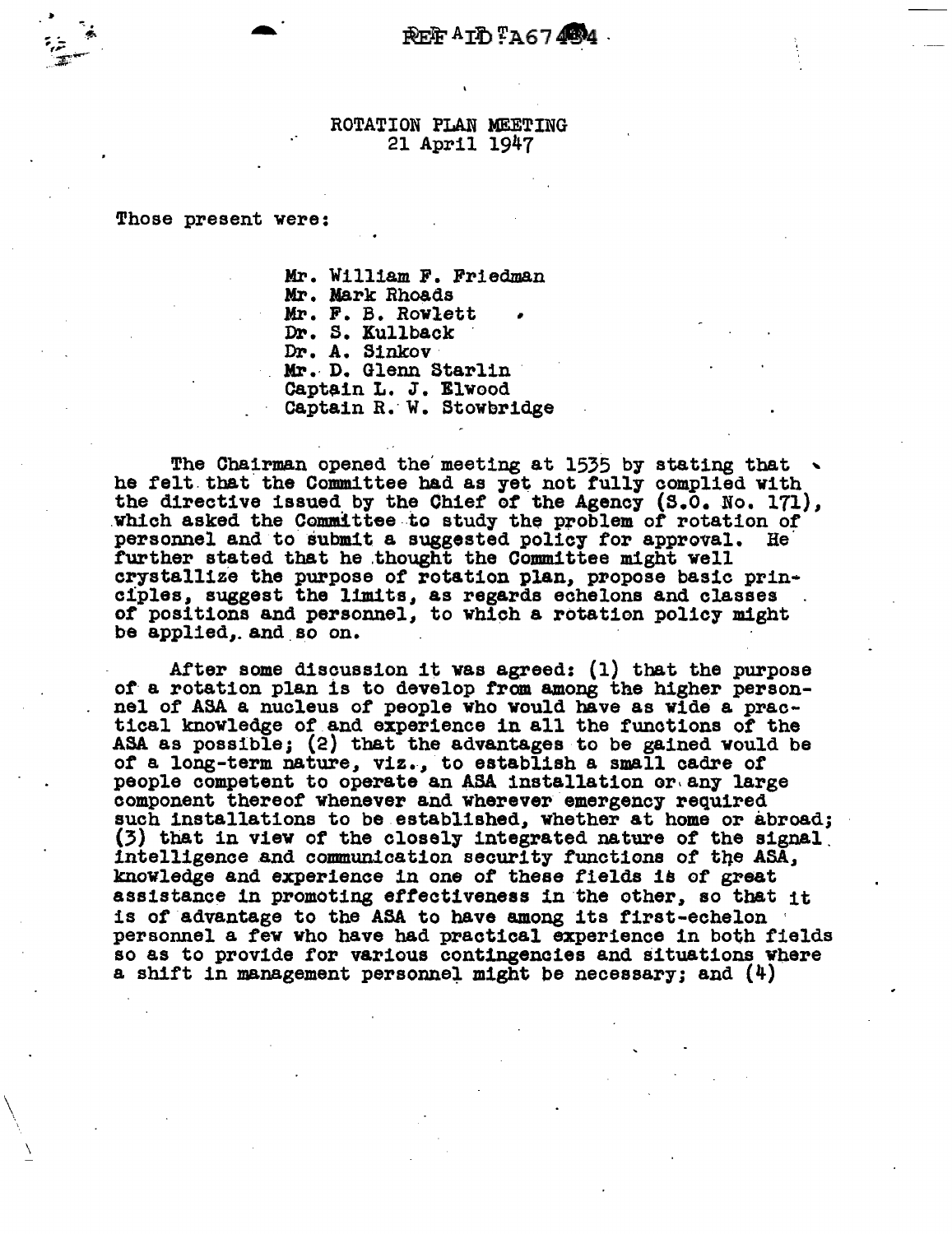REF ID:A67484

ROTATION PLAN MEETING
21 April 1947

Those present were:

Mr. William F. Friedman
Mr. Mark Rhoads
Mr. F. B. Rowlett
Dr. S. Kullback
Dr. A. Sinkov
Mr. D. Glenn Starlin
Captain L. J. Elwood
Captain R. W. Stowbridge

The Chairman opened the meeting at 1535 by stating that he felt that the Committee had as yet not fully complied with the directive issued by the Chief of the Agency (S.O. No. 171), which asked the Committee to study the problem of rotation of personnel and to submit a suggested policy for approval. He further stated that he thought the Committee might well crystallize the purpose of rotation plan, propose basic principles, suggest the limits, as regards echelons and classes of positions and personnel, to which a rotation policy might be applied, and so on.

After some discussion it was agreed: (1) that the purpose of a rotation plan is to develop from among the higher personnel of ASA a nucleus of people who would have as wide a practical knowledge of and experience in all the functions of the ASA as possible; (2) that the advantages to be gained would be of a long-term nature, viz., to establish a small cadre of people competent to operate an ASA installation or any large component thereof whenever and wherever emergency required such installations to be established, whether at home or abroad; (3) that in view of the closely integrated nature of the signal intelligence and communication security functions of the ASA, knowledge and experience in one of these fields is of great assistance in promoting effectiveness in the other, so that it is of advantage to the ASA to have among its first-echelon personnel a few who have had practical experience in both fields so as to provide for various contingencies and situations where a shift in management personnel might be necessary; and (4)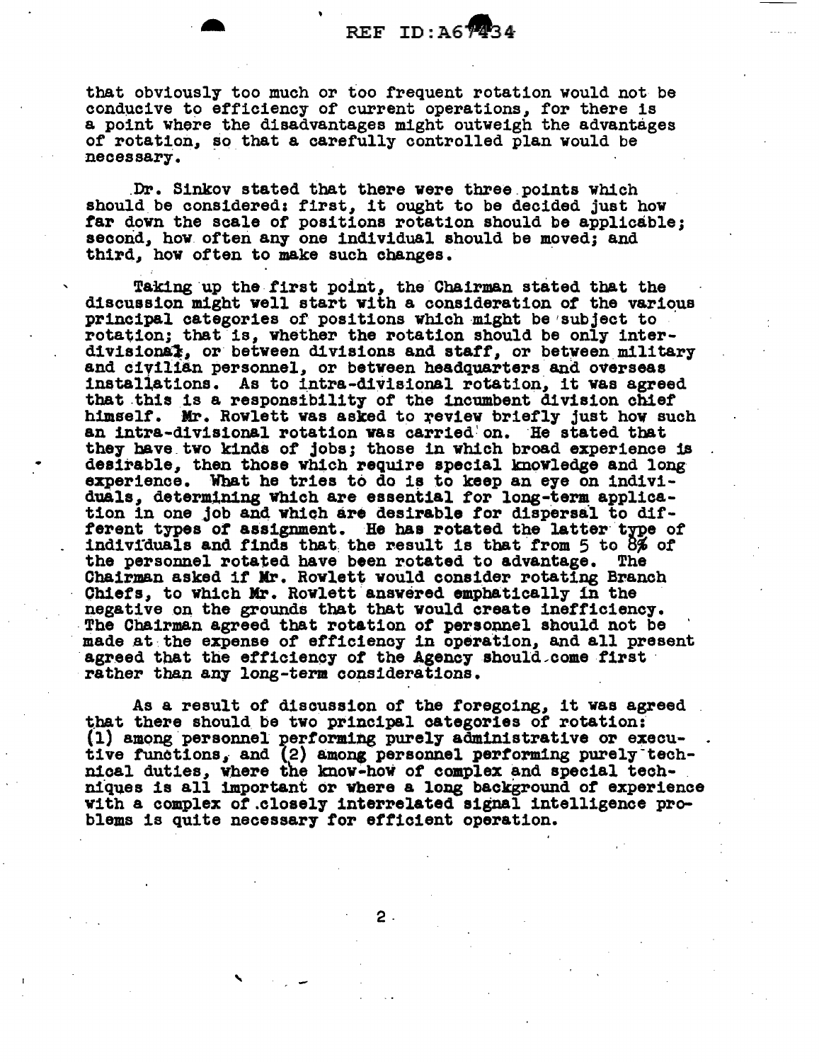that obviously too much or too frequent rotation would not be conducive to efficiency of current operations, for there is a point where the disadvantages might outweigh the advantages of rotation, so that a carefully controlled plan would be necessary.

Dr. Sinkov stated that there were three points which should be considered: first, it ought to be decided just how far down the scale of positions rotation should be applicable; second, how often any one individual should be moved; and third, how often to make such changes.

Taking up the first point, the Chairman stated that the discussion might well start with a consideration of the various principal categories of positions which might be subject to rotation; that is, whether the rotation should be only inter-divisional, or between divisions and staff, or between military and civilian personnel, or between headquarters and overseas installations. As to intra-divisional rotation, it was agreed that this is a responsibility of the incumbent division chief himself. Mr. Rowlett was asked to review briefly just how such an intra-divisional rotation was carried on. He stated that they have two kinds of jobs; those in which broad experience is desirable, then those which require special knowledge and long experience. What he tries to do is to keep an eye on individuals, determining which are essential for long-term application in one job and which are desirable for dispersal to different types of assignment. He has rotated the latter type of individuals and finds that the result is that from 5 to 8% of the personnel rotated have been rotated to advantage. The Chairman asked if Mr. Rowlett would consider rotating Branch Chiefs, to which Mr. Rowlett answered emphatically in the negative on the grounds that that would create inefficiency. The Chairman agreed that rotation of personnel should not be made at the expense of efficiency in operation, and all present agreed that the efficiency of the Agency should come first rather than any long-term considerations.

As a result of discussion of the foregoing, it was agreed that there should be two principal categories of rotation: (1) among personnel performing purely administrative or executive functions, and (2) among personnel performing purely technical duties, where the know-how of complex and special techniques is all important or where a long background of experience with a complex of closely interrelated signal intelligence problems is quite necessary for efficient operation.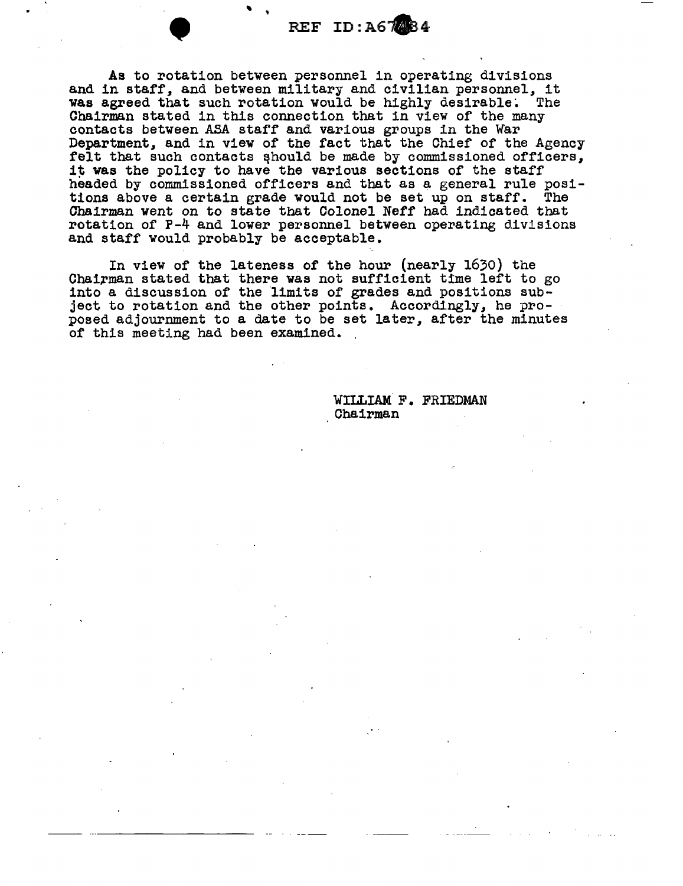As to rotation between personnel in operating divisions and in staff, and between military and civilian personnel, it was agreed that such rotation would be highly desirable. The Chairman stated in this connection that in view of the many contacts between ASA staff and various groups in the War Department, and in view of the fact that the Chief of the Agency felt that such contacts should be made by commissioned officers, it was the policy to have the various sections of the staff headed by commissioned officers and that as a general rule positions above a certain grade would not be set up on staff. The Chairman went on to state that Colonel Neff had indicated that rotation of P-4 and lower personnel between operating divisions and staff would probably be acceptable.

In view of the lateness of the hour (nearly 1630) the Chairman stated that there was not sufficient time left to go into a discussion of the limits of grades and positions subject to rotation and the other points. Accordingly, he proposed adjournment to a date to be set later, after the minutes of this meeting had been examined.

WILLIAM F. FRIEDMAN
Chairman